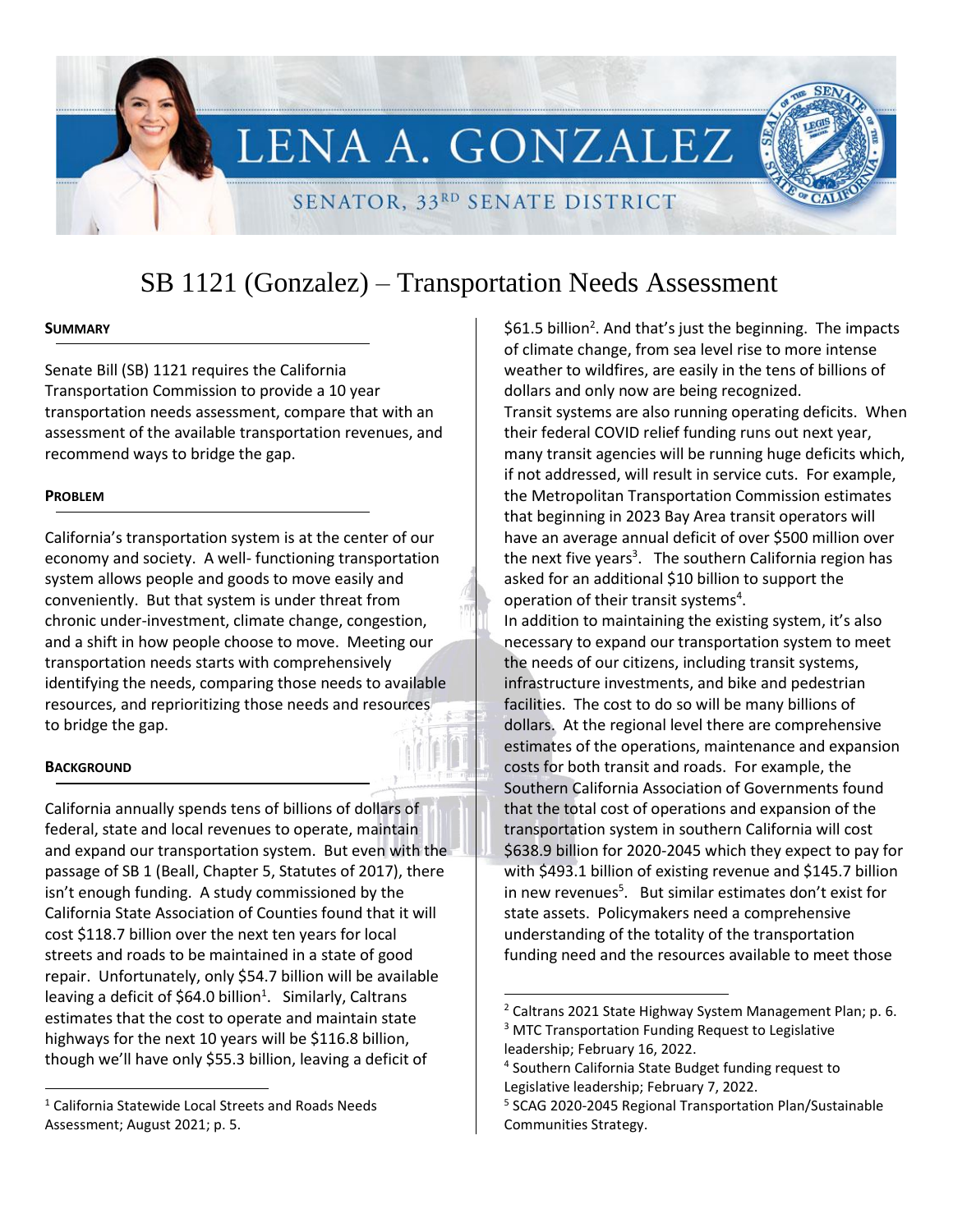LENA A. GONZALEZ

SENATOR, 33RD SENATE DISTRICT

# SB 1121 (Gonzalez) – Transportation Needs Assessment

## SUMMARY

Senate Bill (SB) 1121 requires the California Transportation Commission to provide a 10 year transportation needs assessment, compare that with an assessment of the available transportation revenues, and recommend ways to bridge the gap.

## PROBLEM

California's transportation system is at the center of our economy and society. A well- functioning transportation system allows people and goods to move easily and conveniently. But that system is under threat from chronic under-investment, climate change, congestion, and a shift in how people choose to move. Meeting our transportation needs starts with comprehensively identifying the needs, comparing those needs to available resources, and reprioritizing those needs and resources to bridge the gap.

## BACKGROUND

California annually spends tens of billions of dollars of federal, state and local revenues to operate, maintain and expand our transportation system. But even with the passage of SB 1 (Beall, Chapter 5, Statutes of 2017), there isn't enough funding. A study commissioned by the California State Association of Counties found that it will cost $118.7 billion over the next ten years for local streets and roads to be maintained in a state of good repair. Unfortunately, only $54.7 billion will be available leaving a deficit of $64.0 billion[1]. Similarly, Caltrans estimates that the cost to operate and maintain state highways for the next 10 years will be $116.8 billion, though we'll have only $55.3 billion, leaving a deficit of $61.5 billion[2]. And that's just the beginning. The impacts of climate change, from sea level rise to more intense weather to wildfires, are easily in the tens of billions of dollars and only now are being recognized.

Transit systems are also running operating deficits. When their federal COVID relief funding runs out next year, many transit agencies will be running huge deficits which, if not addressed, will result in service cuts. For example, the Metropolitan Transportation Commission estimates that beginning in 2023 Bay Area transit operators will have an average annual deficit of over $500 million over the next five years[3]. The southern California region has asked for an additional $10 billion to support the operation of their transit systems[4].

In addition to maintaining the existing system, it's also necessary to expand our transportation system to meet the needs of our citizens, including transit systems, infrastructure investments, and bike and pedestrian facilities. The cost to do so will be many billions of dollars. At the regional level there are comprehensive estimates of the operations, maintenance and expansion costs for both transit and roads. For example, the Southern California Association of Governments found that the total cost of operations and expansion of the transportation system in southern California will cost $638.9 billion for 2020-2045 which they expect to pay for with $493.1 billion of existing revenue and $145.7 billion in new revenues[5]. But similar estimates don't exist for state assets. Policymakers need a comprehensive understanding of the totality of the transportation funding need and the resources available to meet those

---

[1] California Statewide Local Streets and Roads Needs Assessment; August 2021; p. 5.

[2] Caltrans 2021 State Highway System Management Plan; p. 6.

[3] MTC Transportation Funding Request to Legislative leadership; February 16, 2022.

[4] Southern California State Budget funding request to Legislative leadership; February 7, 2022.

[5] SCAG 2020-2045 Regional Transportation Plan/Sustainable Communities Strategy.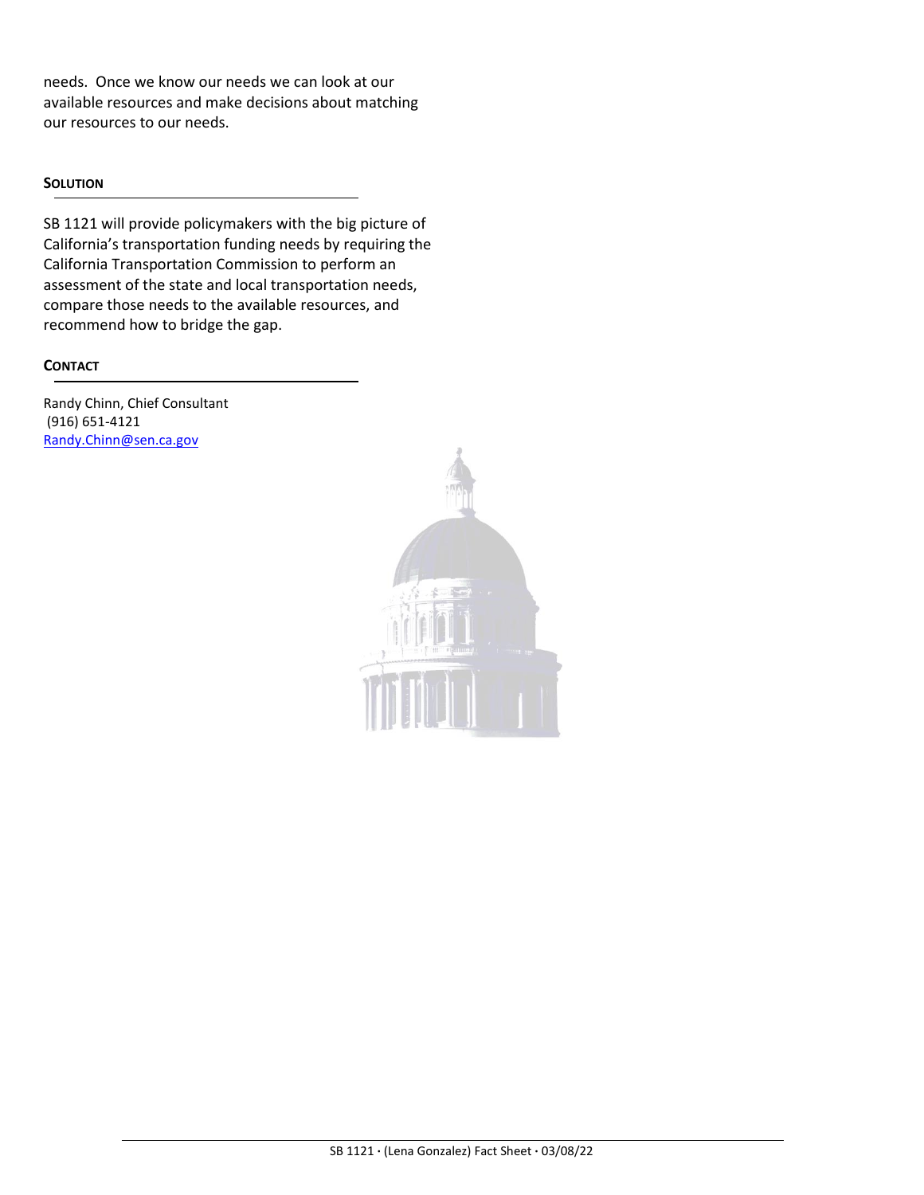needs. Once we know our needs we can look at our available resources and make decisions about matching our resources to our needs.

## SOLUTION

SB 1121 will provide policymakers with the big picture of California's transportation funding needs by requiring the California Transportation Commission to perform an assessment of the state and local transportation needs, compare those needs to the available resources, and recommend how to bridge the gap.

## CONTACT

Randy Chinn, Chief Consultant
(916) 651-4121
Randy.Chinn@sen.ca.gov